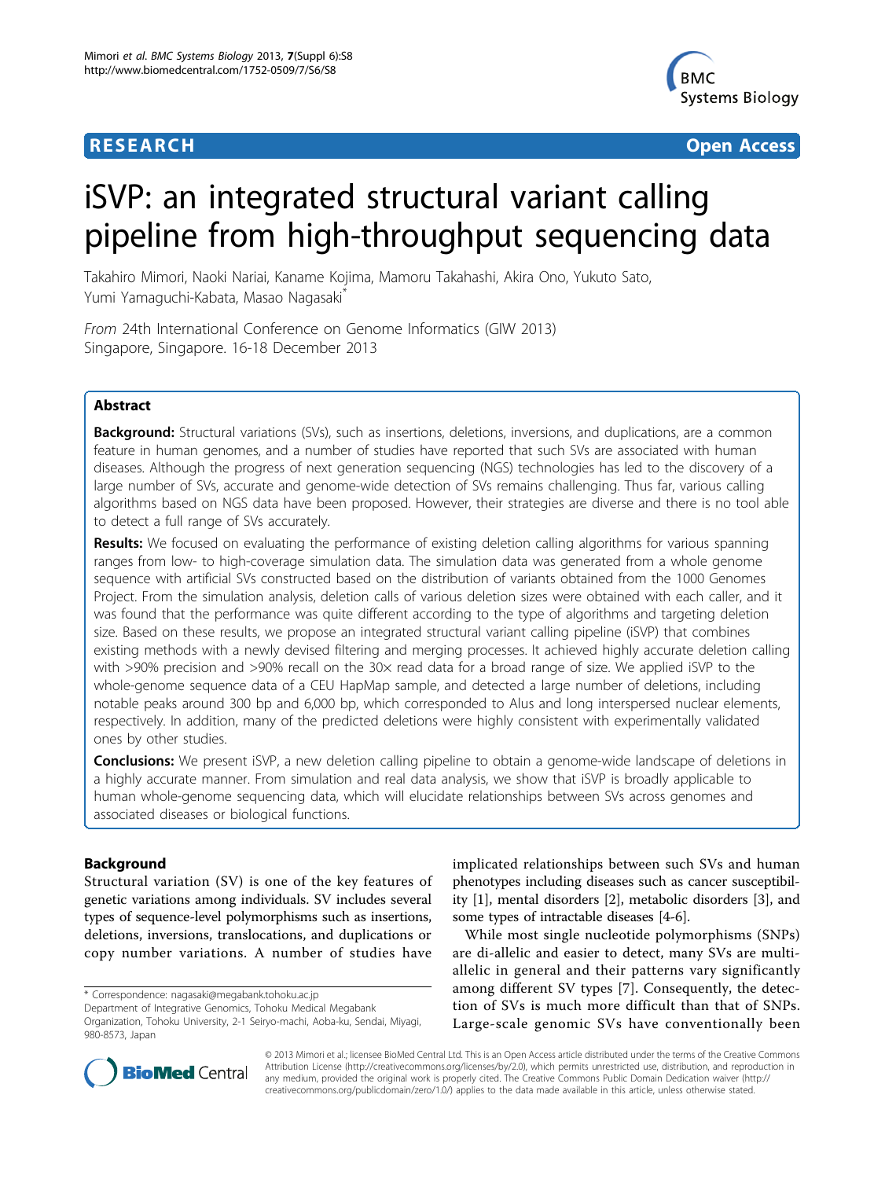RESEARCH Open Access

# iSVP: an integrated structural variant calling pipeline from high-throughput sequencing data

Takahiro Mimori, Naoki Nariai, Kaname Kojima, Mamoru Takahashi, Akira Ono, Yukuto Sato, Yumi Yamaguchi-Kabata, Masao Nagasaki[*]

*From* 24th International Conference on Genome Informatics (GIW 2013)
Singapore, Singapore. 16-18 December 2013

## Abstract

**Background:** Structural variations (SVs), such as insertions, deletions, inversions, and duplications, are a common feature in human genomes, and a number of studies have reported that such SVs are associated with human diseases. Although the progress of next generation sequencing (NGS) technologies has led to the discovery of a large number of SVs, accurate and genome-wide detection of SVs remains challenging. Thus far, various calling algorithms based on NGS data have been proposed. However, their strategies are diverse and there is no tool able to detect a full range of SVs accurately.

**Results:** We focused on evaluating the performance of existing deletion calling algorithms for various spanning ranges from low- to high-coverage simulation data. The simulation data was generated from a whole genome sequence with artificial SVs constructed based on the distribution of variants obtained from the 1000 Genomes Project. From the simulation analysis, deletion calls of various deletion sizes were obtained with each caller, and it was found that the performance was quite different according to the type of algorithms and targeting deletion size. Based on these results, we propose an integrated structural variant calling pipeline (iSVP) that combines existing methods with a newly devised filtering and merging processes. It achieved highly accurate deletion calling with >90% precision and >90% recall on the 30× read data for a broad range of size. We applied iSVP to the whole-genome sequence data of a CEU HapMap sample, and detected a large number of deletions, including notable peaks around 300 bp and 6,000 bp, which corresponded to Alus and long interspersed nuclear elements, respectively. In addition, many of the predicted deletions were highly consistent with experimentally validated ones by other studies.

**Conclusions:** We present iSVP, a new deletion calling pipeline to obtain a genome-wide landscape of deletions in a highly accurate manner. From simulation and real data analysis, we show that iSVP is broadly applicable to human whole-genome sequencing data, which will elucidate relationships between SVs across genomes and associated diseases or biological functions.

## Background

Structural variation (SV) is one of the key features of genetic variations among individuals. SV includes several types of sequence-level polymorphisms such as insertions, deletions, inversions, translocations, and duplications or copy number variations. A number of studies have implicated relationships between such SVs and human phenotypes including diseases such as cancer susceptibility [1], mental disorders [2], metabolic disorders [3], and some types of intractable diseases [4-6].

While most single nucleotide polymorphisms (SNPs) are di-allelic and easier to detect, many SVs are multi-allelic in general and their patterns vary significantly among different SV types [7]. Consequently, the detection of SVs is much more difficult than that of SNPs. Large-scale genomic SVs have conventionally been

* Correspondence: nagasaki@megabank.tohoku.ac.jp
Department of Integrative Genomics, Tohoku Medical Megabank Organization, Tohoku University, 2-1 Seiryo-machi, Aoba-ku, Sendai, Miyagi, 980-8573, Japan

© 2013 Mimori et al.; licensee BioMed Central Ltd. This is an Open Access article distributed under the terms of the Creative Commons Attribution License (http://creativecommons.org/licenses/by/2.0), which permits unrestricted use, distribution, and reproduction in any medium, provided the original work is properly cited. The Creative Commons Public Domain Dedication waiver (http://creativecommons.org/publicdomain/zero/1.0/) applies to the data made available in this article, unless otherwise stated.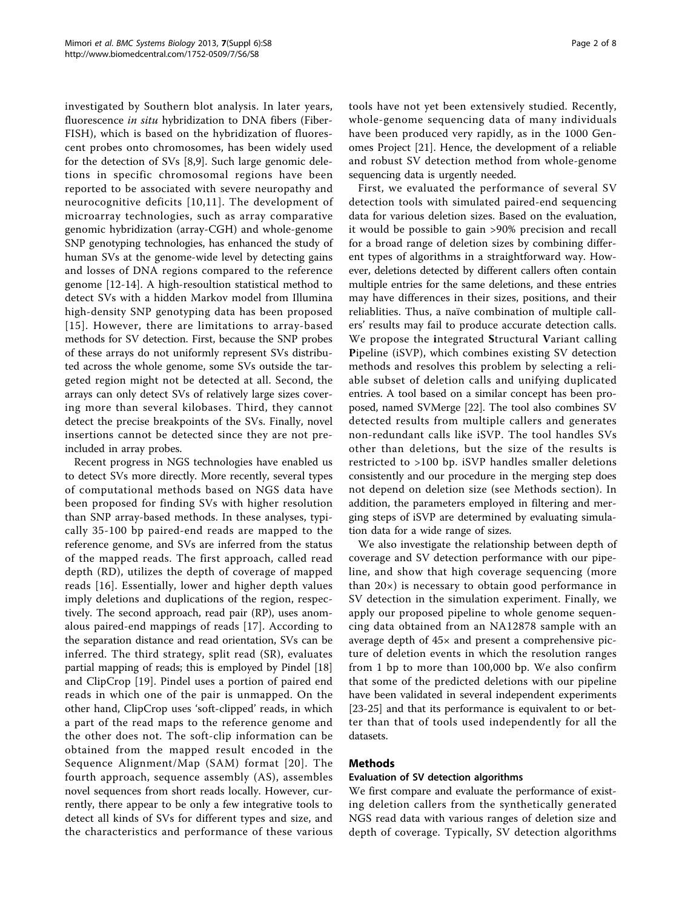investigated by Southern blot analysis. In later years, fluorescence *in situ* hybridization to DNA fibers (Fiber-FISH), which is based on the hybridization of fluorescent probes onto chromosomes, has been widely used for the detection of SVs [8,9]. Such large genomic deletions in specific chromosomal regions have been reported to be associated with severe neuropathy and neurocognitive deficits [10,11]. The development of microarray technologies, such as array comparative genomic hybridization (array-CGH) and whole-genome SNP genotyping technologies, has enhanced the study of human SVs at the genome-wide level by detecting gains and losses of DNA regions compared to the reference genome [12-14]. A high-resoultion statistical method to detect SVs with a hidden Markov model from Illumina high-density SNP genotyping data has been proposed [15]. However, there are limitations to array-based methods for SV detection. First, because the SNP probes of these arrays do not uniformly represent SVs distributed across the whole genome, some SVs outside the targeted region might not be detected at all. Second, the arrays can only detect SVs of relatively large sizes covering more than several kilobases. Third, they cannot detect the precise breakpoints of the SVs. Finally, novel insertions cannot be detected since they are not pre-included in array probes.

Recent progress in NGS technologies have enabled us to detect SVs more directly. More recently, several types of computational methods based on NGS data have been proposed for finding SVs with higher resolution than SNP array-based methods. In these analyses, typically 35-100 bp paired-end reads are mapped to the reference genome, and SVs are inferred from the status of the mapped reads. The first approach, called read depth (RD), utilizes the depth of coverage of mapped reads [16]. Essentially, lower and higher depth values imply deletions and duplications of the region, respectively. The second approach, read pair (RP), uses anomalous paired-end mappings of reads [17]. According to the separation distance and read orientation, SVs can be inferred. The third strategy, split read (SR), evaluates partial mapping of reads; this is employed by Pindel [18] and ClipCrop [19]. Pindel uses a portion of paired end reads in which one of the pair is unmapped. On the other hand, ClipCrop uses 'soft-clipped' reads, in which a part of the read maps to the reference genome and the other does not. The soft-clip information can be obtained from the mapped result encoded in the Sequence Alignment/Map (SAM) format [20]. The fourth approach, sequence assembly (AS), assembles novel sequences from short reads locally. However, currently, there appear to be only a few integrative tools to detect all kinds of SVs for different types and size, and the characteristics and performance of these various tools have not yet been extensively studied. Recently, whole-genome sequencing data of many individuals have been produced very rapidly, as in the 1000 Genomes Project [21]. Hence, the development of a reliable and robust SV detection method from whole-genome sequencing data is urgently needed.

First, we evaluated the performance of several SV detection tools with simulated paired-end sequencing data for various deletion sizes. Based on the evaluation, it would be possible to gain >90% precision and recall for a broad range of deletion sizes by combining different types of algorithms in a straightforward way. However, deletions detected by different callers often contain multiple entries for the same deletions, and these entries may have differences in their sizes, positions, and their reliablities. Thus, a naïve combination of multiple callers' results may fail to produce accurate detection calls. We propose the **i**ntegrated **S**tructural **V**ariant calling **P**ipeline (iSVP), which combines existing SV detection methods and resolves this problem by selecting a reliable subset of deletion calls and unifying duplicated entries. A tool based on a similar concept has been proposed, named SVMerge [22]. The tool also combines SV detected results from multiple callers and generates non-redundant calls like iSVP. The tool handles SVs other than deletions, but the size of the results is restricted to >100 bp. iSVP handles smaller deletions consistently and our procedure in the merging step does not depend on deletion size (see Methods section). In addition, the parameters employed in filtering and merging steps of iSVP are determined by evaluating simulation data for a wide range of sizes.

We also investigate the relationship between depth of coverage and SV detection performance with our pipeline, and show that high coverage sequencing (more than 20×) is necessary to obtain good performance in SV detection in the simulation experiment. Finally, we apply our proposed pipeline to whole genome sequencing data obtained from an NA12878 sample with an average depth of 45× and present a comprehensive picture of deletion events in which the resolution ranges from 1 bp to more than 100,000 bp. We also confirm that some of the predicted deletions with our pipeline have been validated in several independent experiments [23-25] and that its performance is equivalent to or better than that of tools used independently for all the datasets.

## Methods

### Evaluation of SV detection algorithms

We first compare and evaluate the performance of existing deletion callers from the synthetically generated NGS read data with various ranges of deletion size and depth of coverage. Typically, SV detection algorithms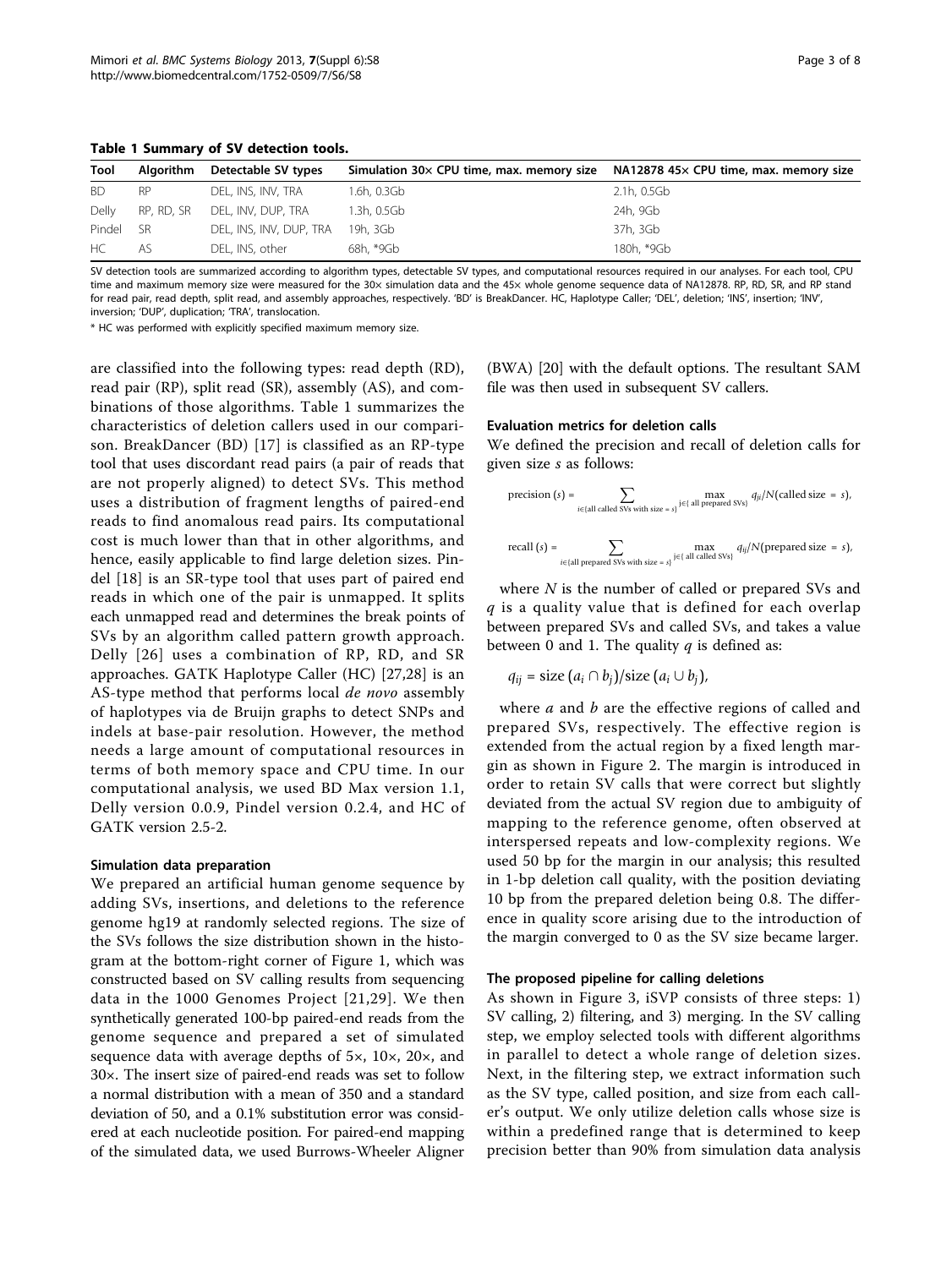**Table 1 Summary of SV detection tools.**

| Tool | Algorithm | Detectable SV types | Simulation 30× CPU time, max. memory size | NA12878 45× CPU time, max. memory size |
|---|---|---|---|---|
| BD | RP | DEL, INS, INV, TRA | 1.6h, 0.3Gb | 2.1h, 0.5Gb |
| Delly | RP, RD, SR | DEL, INV, DUP, TRA | 1.3h, 0.5Gb | 24h, 9Gb |
| Pindel | SR | DEL, INS, INV, DUP, TRA | 19h, 3Gb | 37h, 3Gb |
| HC | AS | DEL, INS, other | 68h, *9Gb | 180h, *9Gb |

SV detection tools are summarized according to algorithm types, detectable SV types, and computational resources required in our analyses. For each tool, CPU time and maximum memory size were measured for the 30× simulation data and the 45× whole genome sequence data of NA12878. RP, RD, SR, and RP stand for read pair, read depth, split read, and assembly approaches, respectively. 'BD' is BreakDancer. HC, Haplotype Caller; 'DEL', deletion; 'INS', insertion; 'INV', inversion; 'DUP', duplication; 'TRA', translocation.

* HC was performed with explicitly specified maximum memory size.

are classified into the following types: read depth (RD), read pair (RP), split read (SR), assembly (AS), and combinations of those algorithms. Table 1 summarizes the characteristics of deletion callers used in our comparison. BreakDancer (BD) [17] is classified as an RP-type tool that uses discordant read pairs (a pair of reads that are not properly aligned) to detect SVs. This method uses a distribution of fragment lengths of paired-end reads to find anomalous read pairs. Its computational cost is much lower than that in other algorithms, and hence, easily applicable to find large deletion sizes. Pindel [18] is an SR-type tool that uses part of paired end reads in which one of the pair is unmapped. It splits each unmapped read and determines the break points of SVs by an algorithm called pattern growth approach. Delly [26] uses a combination of RP, RD, and SR approaches. GATK Haplotype Caller (HC) [27,28] is an AS-type method that performs local *de novo* assembly of haplotypes via de Bruijn graphs to detect SNPs and indels at base-pair resolution. However, the method needs a large amount of computational resources in terms of both memory space and CPU time. In our computational analysis, we used BD Max version 1.1, Delly version 0.0.9, Pindel version 0.2.4, and HC of GATK version 2.5-2.

#### Simulation data preparation

We prepared an artificial human genome sequence by adding SVs, insertions, and deletions to the reference genome hg19 at randomly selected regions. The size of the SVs follows the size distribution shown in the histogram at the bottom-right corner of Figure 1, which was constructed based on SV calling results from sequencing data in the 1000 Genomes Project [21,29]. We then synthetically generated 100-bp paired-end reads from the genome sequence and prepared a set of simulated sequence data with average depths of 5×, 10×, 20×, and 30×. The insert size of paired-end reads was set to follow a normal distribution with a mean of 350 and a standard deviation of 50, and a 0.1% substitution error was considered at each nucleotide position. For paired-end mapping of the simulated data, we used Burrows-Wheeler Aligner (BWA) [20] with the default options. The resultant SAM file was then used in subsequent SV callers.

#### Evaluation metrics for deletion calls

We defined the precision and recall of deletion calls for given size $s$ as follows:

$$\text{precision}(s) = \sum_{i \in \{\text{all called SVs with size} = s\}} \max_{j \in \{\text{all prepared SVs}\}} q_{ji} / N(\text{called size} = s),$$

$$\text{recall}(s) = \sum_{i \in \{\text{all prepared SVs with size} = s\}} \max_{j \in \{\text{all called SVs}\}} q_{ij} / N(\text{prepared size} = s),$$

where $N$ is the number of called or prepared SVs and $q$ is a quality value that is defined for each overlap between prepared SVs and called SVs, and takes a value between 0 and 1. The quality $q$ is defined as:

$$q_{ij} = \text{size}(a_i \cap b_j)/\text{size}(a_i \cup b_j),$$

where $a$ and $b$ are the effective regions of called and prepared SVs, respectively. The effective region is extended from the actual region by a fixed length margin as shown in Figure 2. The margin is introduced in order to retain SV calls that were correct but slightly deviated from the actual SV region due to ambiguity of mapping to the reference genome, often observed at interspersed repeats and low-complexity regions. We used 50 bp for the margin in our analysis; this resulted in 1-bp deletion call quality, with the position deviating 10 bp from the prepared deletion being 0.8. The difference in quality score arising due to the introduction of the margin converged to 0 as the SV size became larger.

#### The proposed pipeline for calling deletions

As shown in Figure 3, iSVP consists of three steps: 1) SV calling, 2) filtering, and 3) merging. In the SV calling step, we employ selected tools with different algorithms in parallel to detect a whole range of deletion sizes. Next, in the filtering step, we extract information such as the SV type, called position, and size from each caller's output. We only utilize deletion calls whose size is within a predefined range that is determined to keep precision better than 90% from simulation data analysis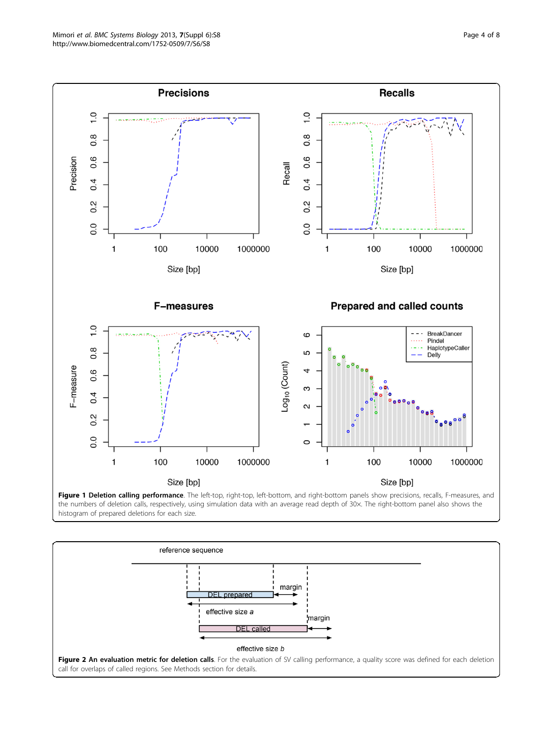**Figure 1 Deletion calling performance**. The left-top, right-top, left-bottom, and right-bottom panels show precisions, recalls, F-measures, and the numbers of deletion calls, respectively, using simulation data with an average read depth of 30x. The right-bottom panel also shows the histogram of prepared deletions for each size.

**Figure 2 An evaluation metric for deletion calls**. For the evaluation of SV calling performance, a quality score was defined for each deletion call for overlaps of called regions. See Methods section for details.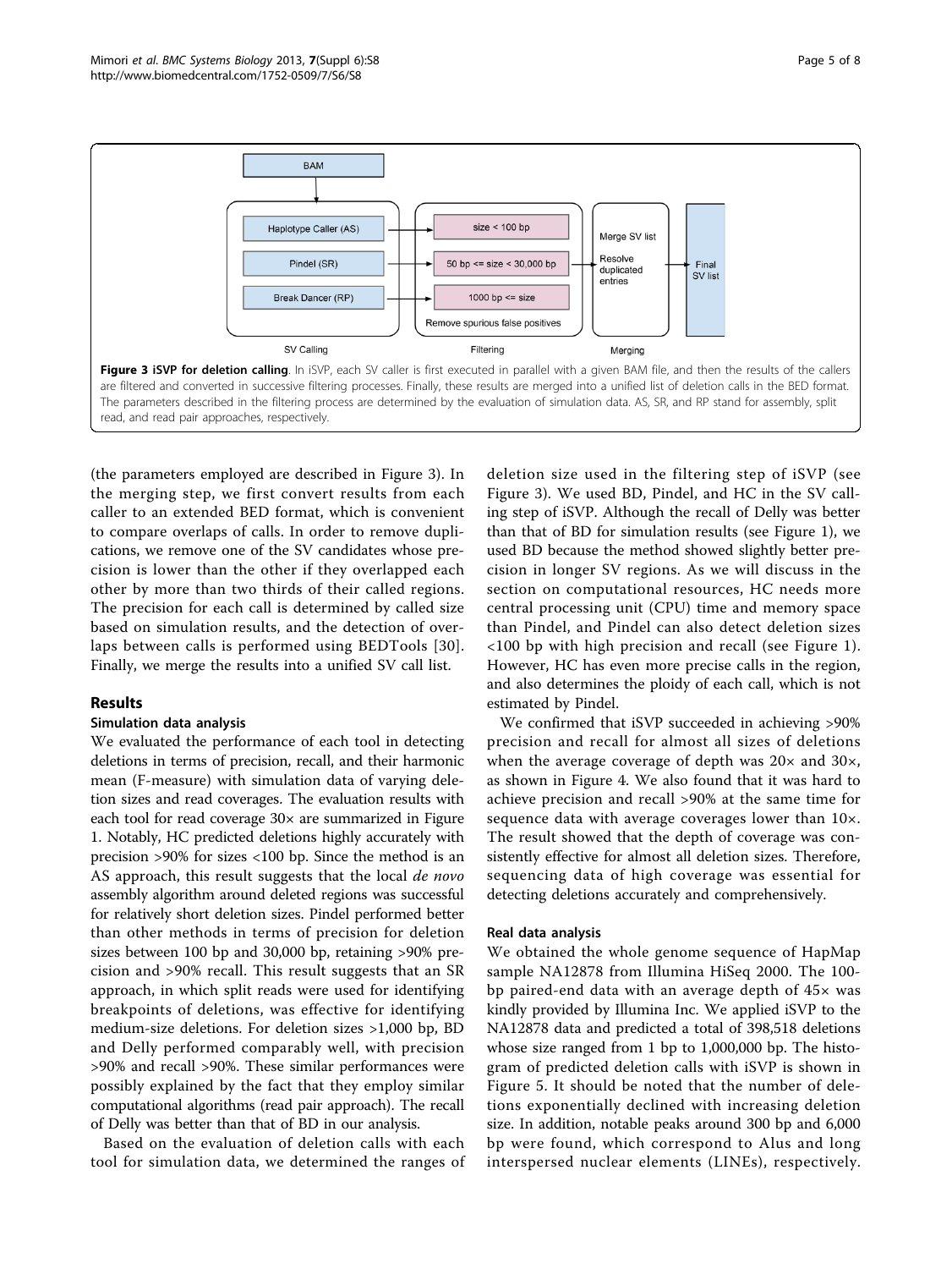**Figure 3 iSVP for deletion calling**. In iSVP, each SV caller is first executed in parallel with a given BAM file, and then the results of the callers are filtered and converted in successive filtering processes. Finally, these results are merged into a unified list of deletion calls in the BED format. The parameters described in the filtering process are determined by the evaluation of simulation data. AS, SR, and RP stand for assembly, split read, and read pair approaches, respectively.

(the parameters employed are described in Figure 3). In the merging step, we first convert results from each caller to an extended BED format, which is convenient to compare overlaps of calls. In order to remove duplications, we remove one of the SV candidates whose precision is lower than the other if they overlapped each other by more than two thirds of their called regions. The precision for each call is determined by called size based on simulation results, and the detection of overlaps between calls is performed using BEDTools [30]. Finally, we merge the results into a unified SV call list.

## Results

### Simulation data analysis

We evaluated the performance of each tool in detecting deletions in terms of precision, recall, and their harmonic mean (F-measure) with simulation data of varying deletion sizes and read coverages. The evaluation results with each tool for read coverage 30× are summarized in Figure 1. Notably, HC predicted deletions highly accurately with precision >90% for sizes <100 bp. Since the method is an AS approach, this result suggests that the local *de novo* assembly algorithm around deleted regions was successful for relatively short deletion sizes. Pindel performed better than other methods in terms of precision for deletion sizes between 100 bp and 30,000 bp, retaining >90% precision and >90% recall. This result suggests that an SR approach, in which split reads were used for identifying breakpoints of deletions, was effective for identifying medium-size deletions. For deletion sizes >1,000 bp, BD and Delly performed comparably well, with precision >90% and recall >90%. These similar performances were possibly explained by the fact that they employ similar computational algorithms (read pair approach). The recall of Delly was better than that of BD in our analysis.

Based on the evaluation of deletion calls with each tool for simulation data, we determined the ranges of deletion size used in the filtering step of iSVP (see Figure 3). We used BD, Pindel, and HC in the SV calling step of iSVP. Although the recall of Delly was better than that of BD for simulation results (see Figure 1), we used BD because the method showed slightly better precision in longer SV regions. As we will discuss in the section on computational resources, HC needs more central processing unit (CPU) time and memory space than Pindel, and Pindel can also detect deletion sizes <100 bp with high precision and recall (see Figure 1). However, HC has even more precise calls in the region, and also determines the ploidy of each call, which is not estimated by Pindel.

We confirmed that iSVP succeeded in achieving >90% precision and recall for almost all sizes of deletions when the average coverage of depth was 20× and 30×, as shown in Figure 4. We also found that it was hard to achieve precision and recall >90% at the same time for sequence data with average coverages lower than 10×. The result showed that the depth of coverage was consistently effective for almost all deletion sizes. Therefore, sequencing data of high coverage was essential for detecting deletions accurately and comprehensively.

### Real data analysis

We obtained the whole genome sequence of HapMap sample NA12878 from Illumina HiSeq 2000. The 100-bp paired-end data with an average depth of 45× was kindly provided by Illumina Inc. We applied iSVP to the NA12878 data and predicted a total of 398,518 deletions whose size ranged from 1 bp to 1,000,000 bp. The histogram of predicted deletion calls with iSVP is shown in Figure 5. It should be noted that the number of deletions exponentially declined with increasing deletion size. In addition, notable peaks around 300 bp and 6,000 bp were found, which correspond to Alus and long interspersed nuclear elements (LINEs), respectively.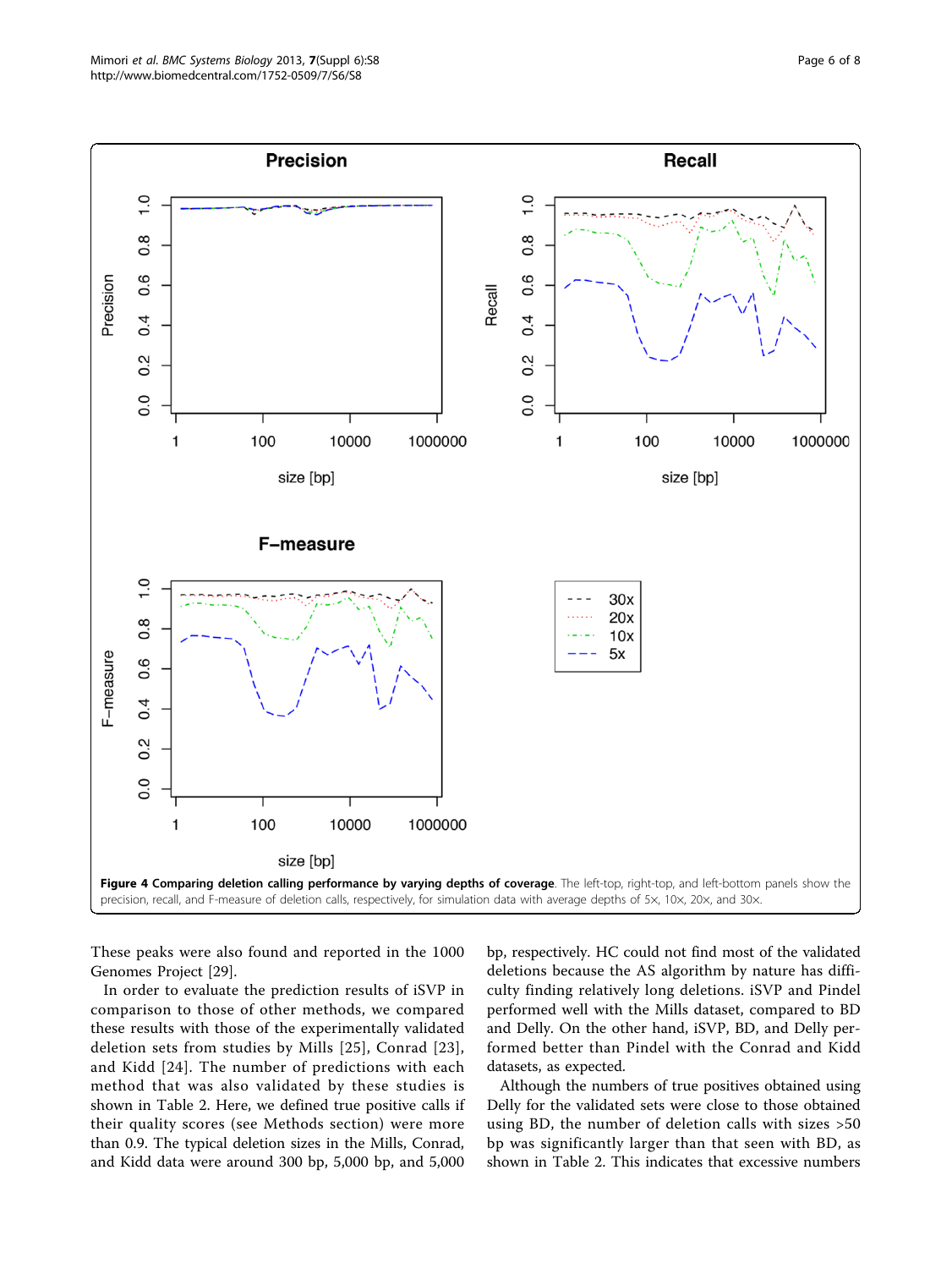**Figure 4 Comparing deletion calling performance by varying depths of coverage**. The left-top, right-top, and left-bottom panels show the precision, recall, and F-measure of deletion calls, respectively, for simulation data with average depths of 5×, 10×, 20×, and 30×.

These peaks were also found and reported in the 1000 Genomes Project [29].

In order to evaluate the prediction results of iSVP in comparison to those of other methods, we compared these results with those of the experimentally validated deletion sets from studies by Mills [25], Conrad [23], and Kidd [24]. The number of predictions with each method that was also validated by these studies is shown in Table 2. Here, we defined true positive calls if their quality scores (see Methods section) were more than 0.9. The typical deletion sizes in the Mills, Conrad, and Kidd data were around 300 bp, 5,000 bp, and 5,000 bp, respectively. HC could not find most of the validated deletions because the AS algorithm by nature has difficulty finding relatively long deletions. iSVP and Pindel performed well with the Mills dataset, compared to BD and Delly. On the other hand, iSVP, BD, and Delly performed better than Pindel with the Conrad and Kidd datasets, as expected.

Although the numbers of true positives obtained using Delly for the validated sets were close to those obtained using BD, the number of deletion calls with sizes >50 bp was significantly larger than that seen with BD, as shown in Table 2. This indicates that excessive numbers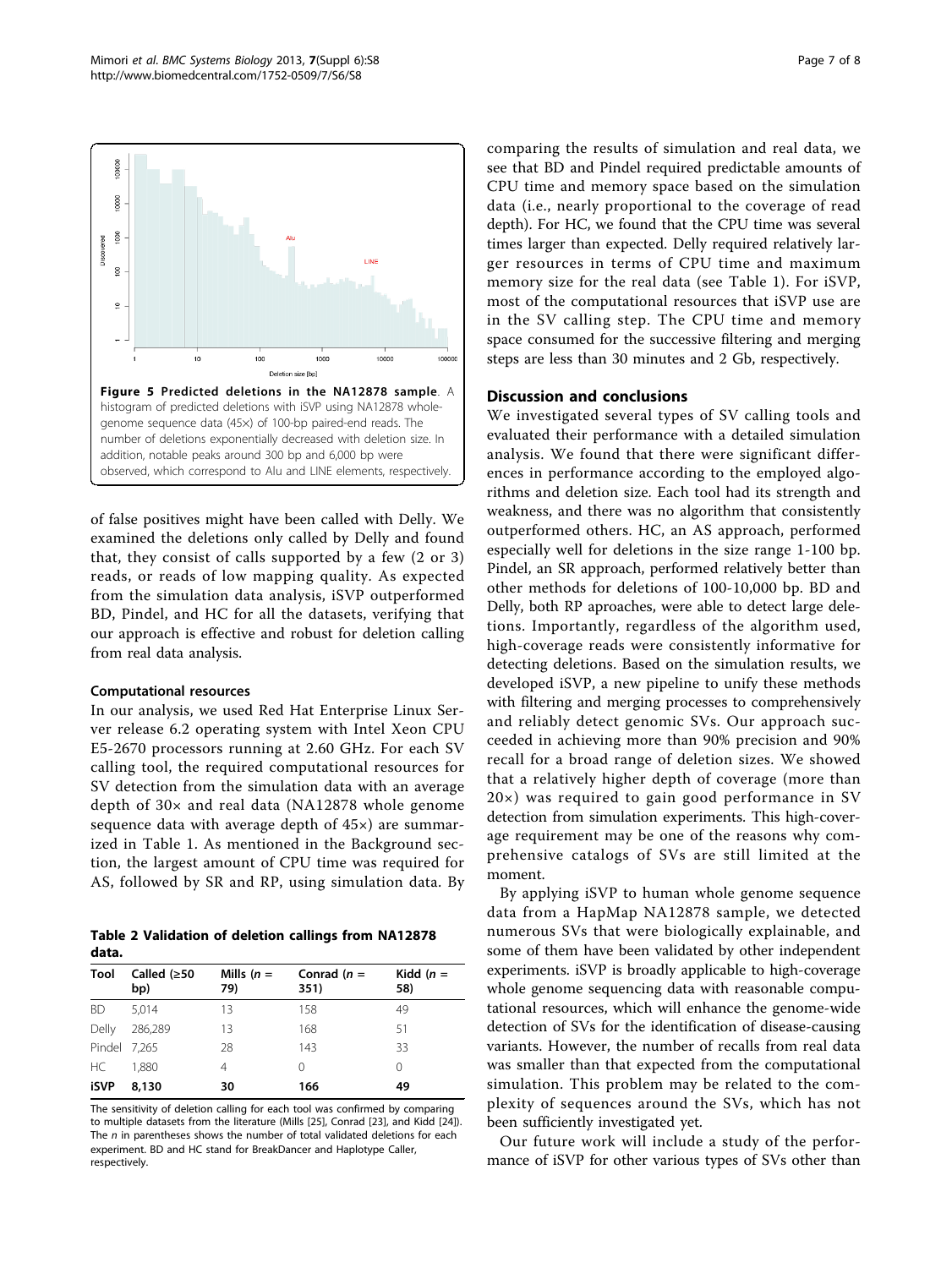**Figure 5 Predicted deletions in the NA12878 sample**. A histogram of predicted deletions with iSVP using NA12878 whole-genome sequence data (45×) of 100-bp paired-end reads. The number of deletions exponentially decreased with deletion size. In addition, notable peaks around 300 bp and 6,000 bp were observed, which correspond to Alu and LINE elements, respectively.

of false positives might have been called with Delly. We examined the deletions only called by Delly and found that, they consist of calls supported by a few (2 or 3) reads, or reads of low mapping quality. As expected from the simulation data analysis, iSVP outperformed BD, Pindel, and HC for all the datasets, verifying that our approach is effective and robust for deletion calling from real data analysis.

### Computational resources

In our analysis, we used Red Hat Enterprise Linux Server release 6.2 operating system with Intel Xeon CPU E5-2670 processors running at 2.60 GHz. For each SV calling tool, the required computational resources for SV detection from the simulation data with an average depth of 30× and real data (NA12878 whole genome sequence data with average depth of 45×) are summarized in Table 1. As mentioned in the Background section, the largest amount of CPU time was required for AS, followed by SR and RP, using simulation data. By comparing the results of simulation and real data, we see that BD and Pindel required predictable amounts of CPU time and memory space based on the simulation data (i.e., nearly proportional to the coverage of read depth). For HC, we found that the CPU time was several times larger than expected. Delly required relatively larger resources in terms of CPU time and maximum memory size for the real data (see Table 1). For iSVP, most of the computational resources that iSVP use are in the SV calling step. The CPU time and memory space consumed for the successive filtering and merging steps are less than 30 minutes and 2 Gb, respectively.

**Table 2 Validation of deletion callings from NA12878 data.**

| Tool | Called (≥50 bp) | Mills (*n* = 79) | Conrad (*n* = 351) | Kidd (*n* = 58) |
|---|---|---|---|---|
| BD | 5,014 | 13 | 158 | 49 |
| Delly | 286,289 | 13 | 168 | 51 |
| Pindel | 7,265 | 28 | 143 | 33 |
| HC | 1,880 | 4 | 0 | 0 |
| **iSVP** | **8,130** | **30** | **166** | **49** |

The sensitivity of deletion calling for each tool was confirmed by comparing to multiple datasets from the literature (Mills [25], Conrad [23], and Kidd [24]). The *n* in parentheses shows the number of total validated deletions for each experiment. BD and HC stand for BreakDancer and Haplotype Caller, respectively.

## Discussion and conclusions

We investigated several types of SV calling tools and evaluated their performance with a detailed simulation analysis. We found that there were significant differences in performance according to the employed algorithms and deletion size. Each tool had its strength and weakness, and there was no algorithm that consistently outperformed others. HC, an AS approach, performed especially well for deletions in the size range 1-100 bp. Pindel, an SR approach, performed relatively better than other methods for deletions of 100-10,000 bp. BD and Delly, both RP aproaches, were able to detect large deletions. Importantly, regardless of the algorithm used, high-coverage reads were consistently informative for detecting deletions. Based on the simulation results, we developed iSVP, a new pipeline to unify these methods with filtering and merging processes to comprehensively and reliably detect genomic SVs. Our approach succeeded in achieving more than 90% precision and 90% recall for a broad range of deletion sizes. We showed that a relatively higher depth of coverage (more than 20×) was required to gain good performance in SV detection from simulation experiments. This high-coverage requirement may be one of the reasons why comprehensive catalogs of SVs are still limited at the moment.

By applying iSVP to human whole genome sequence data from a HapMap NA12878 sample, we detected numerous SVs that were biologically explainable, and some of them have been validated by other independent experiments. iSVP is broadly applicable to high-coverage whole genome sequencing data with reasonable computational resources, which will enhance the genome-wide detection of SVs for the identification of disease-causing variants. However, the number of recalls from real data was smaller than that expected from the computational simulation. This problem may be related to the complexity of sequences around the SVs, which has not been sufficiently investigated yet.

Our future work will include a study of the performance of iSVP for other various types of SVs other than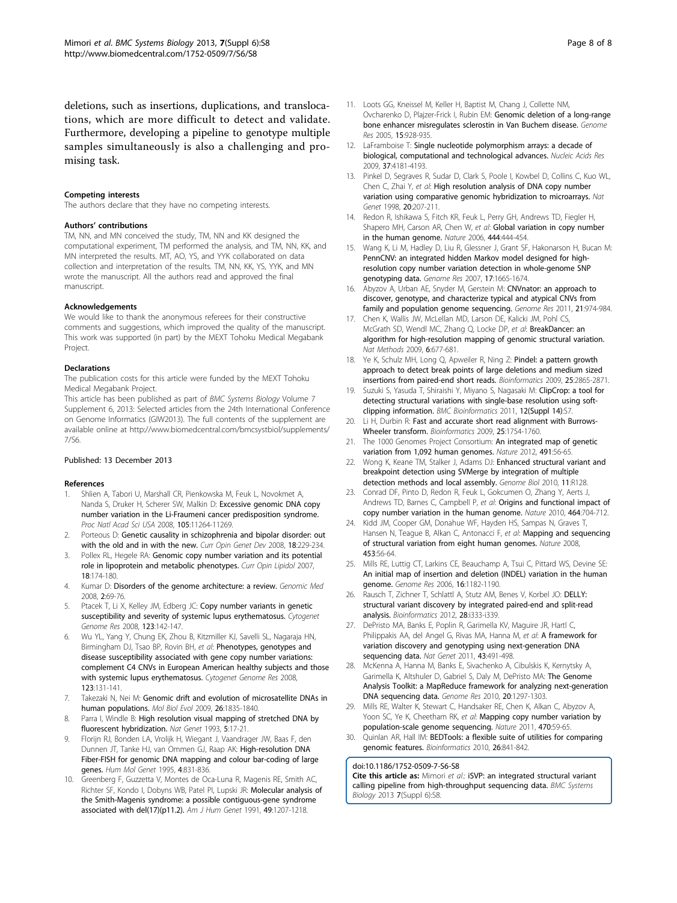deletions, such as insertions, duplications, and translocations, which are more difficult to detect and validate. Furthermore, developing a pipeline to genotype multiple samples simultaneously is also a challenging and promising task.

#### Competing interests

The authors declare that they have no competing interests.

#### Authors' contributions

TM, NN, and MN conceived the study, TM, NN and KK designed the computational experiment, TM performed the analysis, and TM, NN, KK, and MN interpreted the results. MT, AO, YS, and YYK collaborated on data collection and interpretation of the results. TM, NN, KK, YS, YYK, and MN wrote the manuscript. All the authors read and approved the final manuscript.

#### Acknowledgements

We would like to thank the anonymous referees for their constructive comments and suggestions, which improved the quality of the manuscript. This work was supported (in part) by the MEXT Tohoku Medical Megabank Project.

#### Declarations

The publication costs for this article were funded by the MEXT Tohoku Medical Megabank Project.

This article has been published as part of *BMC Systems Biology* Volume 7 Supplement 6, 2013: Selected articles from the 24th International Conference on Genome Informatics (GIW2013). The full contents of the supplement are available online at http://www.biomedcentral.com/bmcsystbiol/supplements/7/S6.

Published: 13 December 2013

#### References

1. Shlien A, Tabori U, Marshall CR, Pienkowska M, Feuk L, Novokmet A, Nanda S, Druker H, Scherer SW, Malkin D: **Excessive genomic DNA copy number variation in the Li-Fraumeni cancer predisposition syndrome.** *Proc Natl Acad Sci USA* 2008, **105**:11264-11269.
2. Porteous D: **Genetic causality in schizophrenia and bipolar disorder: out with the old and in with the new.** *Curr Opin Genet Dev* 2008, **18**:229-234.
3. Pollex RL, Hegele RA: **Genomic copy number variation and its potential role in lipoprotein and metabolic phenotypes.** *Curr Opin Lipidol* 2007, **18**:174-180.
4. Kumar D: **Disorders of the genome architecture: a review.** *Genomic Med* 2008, **2**:69-76.
5. Ptacek T, Li X, Kelley JM, Edberg JC: **Copy number variants in genetic susceptibility and severity of systemic lupus erythematosus.** *Cytogenet Genome Res* 2008, **123**:142-147.
6. Wu YL, Yang Y, Chung EK, Zhou B, Kitzmiller KJ, Savelli SL, Nagaraja HN, Birmingham DJ, Tsao BP, Rovin BH, *et al*: **Phenotypes, genotypes and disease susceptibility associated with gene copy number variations: complement C4 CNVs in European American healthy subjects and those with systemic lupus erythematosus.** *Cytogenet Genome Res* 2008, **123**:131-141.
7. Takezaki N, Nei M: **Genomic drift and evolution of microsatellite DNAs in human populations.** *Mol Biol Evol* 2009, **26**:1835-1840.
8. Parra I, Windle B: **High resolution visual mapping of stretched DNA by fluorescent hybridization.** *Nat Genet* 1993, **5**:17-21.
9. Florijn RJ, Bonden LA, Vrolijk H, Wiegant J, Vaandrager JW, Baas F, den Dunnen JT, Tanke HJ, van Ommen GJ, Raap AK: **High-resolution DNA Fiber-FISH for genomic DNA mapping and colour bar-coding of large genes.** *Hum Mol Genet* 1995, **4**:831-836.
10. Greenberg F, Guzzetta V, Montes de Oca-Luna R, Magenis RE, Smith AC, Richter SF, Kondo I, Dobyns WB, Patel PI, Lupski JR: **Molecular analysis of the Smith-Magenis syndrome: a possible contiguous-gene syndrome associated with del(17)(p11.2).** *Am J Hum Genet* 1991, **49**:1207-1218.
11. Loots GG, Kneissel M, Keller H, Baptist M, Chang J, Collette NM, Ovcharenko D, Plajzer-Frick I, Rubin EM: **Genomic deletion of a long-range bone enhancer misregulates sclerostin in Van Buchem disease.** *Genome Res* 2005, **15**:928-935.
12. LaFramboise T: **Single nucleotide polymorphism arrays: a decade of biological, computational and technological advances.** *Nucleic Acids Res* 2009, **37**:4181-4193.
13. Pinkel D, Segraves R, Sudar D, Clark S, Poole I, Kowbel D, Collins C, Kuo WL, Chen C, Zhai Y, *et al*: **High resolution analysis of DNA copy number variation using comparative genomic hybridization to microarrays.** *Nat Genet* 1998, **20**:207-211.
14. Redon R, Ishikawa S, Fitch KR, Feuk L, Perry GH, Andrews TD, Fiegler H, Shapero MH, Carson AR, Chen W, *et al*: **Global variation in copy number in the human genome.** *Nature* 2006, **444**:444-454.
15. Wang K, Li M, Hadley D, Liu R, Glessner J, Grant SF, Hakonarson H, Bucan M: **PennCNV: an integrated hidden Markov model designed for high-resolution copy number variation detection in whole-genome SNP genotyping data.** *Genome Res* 2007, **17**:1665-1674.
16. Abyzov A, Urban AE, Snyder M, Gerstein M: **CNVnator: an approach to discover, genotype, and characterize typical and atypical CNVs from family and population genome sequencing.** *Genome Res* 2011, **21**:974-984.
17. Chen K, Wallis JW, McLellan MD, Larson DE, Kalicki JM, Pohl CS, McGrath SD, Wendl MC, Zhang Q, Locke DP, *et al*: **BreakDancer: an algorithm for high-resolution mapping of genomic structural variation.** *Nat Methods* 2009, **6**:677-681.
18. Ye K, Schulz MH, Long Q, Apweiler R, Ning Z: **Pindel: a pattern growth approach to detect break points of large deletions and medium sized insertions from paired-end short reads.** *Bioinformatics* 2009, **25**:2865-2871.
19. Suzuki S, Yasuda T, Shiraishi Y, Miyano S, Nagasaki M: **ClipCrop: a tool for detecting structural variations with single-base resolution using soft-clipping information.** *BMC Bioinformatics* 2011, **12(Suppl 14)**:S7.
20. Li H, Durbin R: **Fast and accurate short read alignment with Burrows-Wheeler transform.** *Bioinformatics* 2009, **25**:1754-1760.
21. The 1000 Genomes Project Consortium: **An integrated map of genetic variation from 1,092 human genomes.** *Nature* 2012, **491**:56-65.
22. Wong K, Keane TM, Stalker J, Adams DJ: **Enhanced structural variant and breakpoint detection using SVMerge by integration of multiple detection methods and local assembly.** *Genome Biol* 2010, **11**:R128.
23. Conrad DF, Pinto D, Redon R, Feuk L, Gokcumen O, Zhang Y, Aerts J, Andrews TD, Barnes C, Campbell P, *et al*: **Origins and functional impact of copy number variation in the human genome.** *Nature* 2010, **464**:704-712.
24. Kidd JM, Cooper GM, Donahue WF, Hayden HS, Sampas N, Graves T, Hansen N, Teague B, Alkan C, Antonacci F, *et al*: **Mapping and sequencing of structural variation from eight human genomes.** *Nature* 2008, **453**:56-64.
25. Mills RE, Luttig CT, Larkins CE, Beauchamp A, Tsui C, Pittard WS, Devine SE: **An initial map of insertion and deletion (INDEL) variation in the human genome.** *Genome Res* 2006, **16**:1182-1190.
26. Rausch T, Zichner T, Schlattl A, Stutz AM, Benes V, Korbel JO: **DELLY: structural variant discovery by integrated paired-end and split-read analysis.** *Bioinformatics* 2012, **28**:i333-i339.
27. DePristo MA, Banks E, Poplin R, Garimella KV, Maguire JR, Hartl C, Philippakis AA, del Angel G, Rivas MA, Hanna M, *et al*: **A framework for variation discovery and genotyping using next-generation DNA sequencing data.** *Nat Genet* 2011, **43**:491-498.
28. McKenna A, Hanna M, Banks E, Sivachenko A, Cibulskis K, Kernytsky A, Garimella K, Altshuler D, Gabriel S, Daly M, DePristo MA: **The Genome Analysis Toolkit: a MapReduce framework for analyzing next-generation DNA sequencing data.** *Genome Res* 2010, **20**:1297-1303.
29. Mills RE, Walter K, Stewart C, Handsaker RE, Chen K, Alkan C, Abyzov A, Yoon SC, Ye K, Cheetham RK, *et al*: **Mapping copy number variation by population-scale genome sequencing.** *Nature* 2011, **470**:59-65.
30. Quinlan AR, Hall IM: **BEDTools: a flexible suite of utilities for comparing genomic features.** *Bioinformatics* 2010, **26**:841-842.

doi:10.1186/1752-0509-7-S6-S8

**Cite this article as:** Mimori *et al.*: iSVP: an integrated structural variant calling pipeline from high-throughput sequencing data. *BMC Systems Biology* 2013 **7**(Suppl 6):S8.